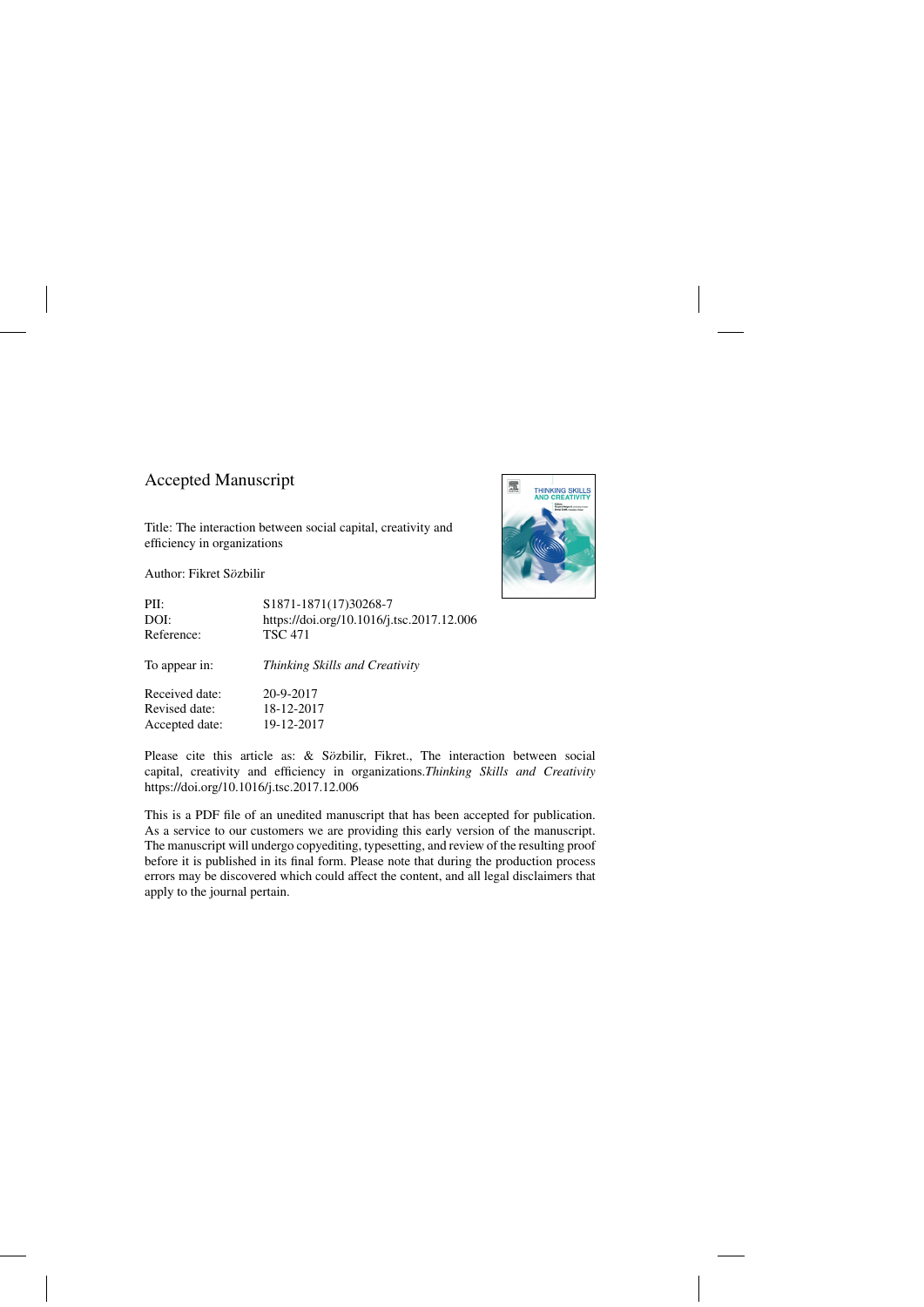# Accepted Manuscript

Title: The interaction between social capital, creativity and efficiency in organizations

Author: Fikret Sözbilir

| | |
|---|---|
| PII: | S1871-1871(17)30268-7 |
| DOI: | https://doi.org/10.1016/j.tsc.2017.12.006 |
| Reference: | TSC 471 |
| To appear in: | *Thinking Skills and Creativity* |
| Received date: | 20-9-2017 |
| Revised date: | 18-12-2017 |
| Accepted date: | 19-12-2017 |

Please cite this article as: & Sözbilir, Fikret., The interaction between social capital, creativity and efficiency in organizations.*Thinking Skills and Creativity* https://doi.org/10.1016/j.tsc.2017.12.006

This is a PDF file of an unedited manuscript that has been accepted for publication. As a service to our customers we are providing this early version of the manuscript. The manuscript will undergo copyediting, typesetting, and review of the resulting proof before it is published in its final form. Please note that during the production process errors may be discovered which could affect the content, and all legal disclaimers that apply to the journal pertain.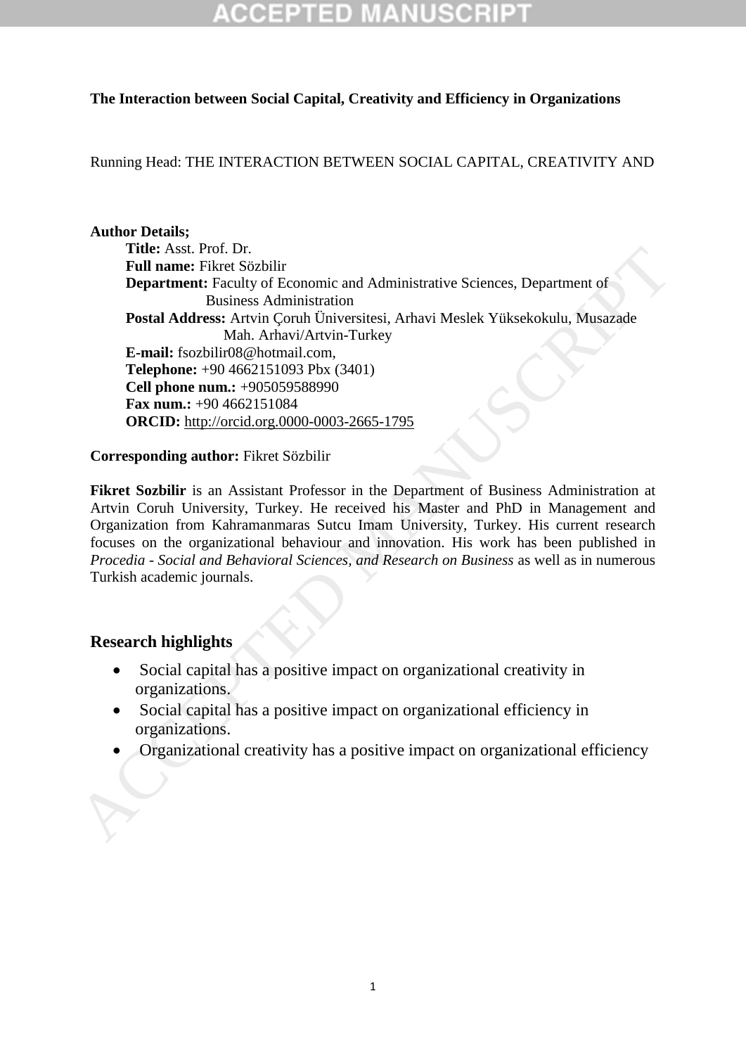**The Interaction between Social Capital, Creativity and Efficiency in Organizations**

Running Head: THE INTERACTION BETWEEN SOCIAL CAPITAL, CREATIVITY AND

**Author Details;**

**Title:** Asst. Prof. Dr.
**Full name:** Fikret Sözbilir
**Department:** Faculty of Economic and Administrative Sciences, Department of Business Administration
**Postal Address:** Artvin Çoruh Üniversitesi, Arhavi Meslek Yüksekokulu, Musazade Mah. Arhavi/Artvin-Turkey
**E-mail:** fsozbilir08@hotmail.com,
**Telephone:** +90 4662151093 Pbx (3401)
**Cell phone num.:** +905059588990
**Fax num.:** +90 4662151084
**ORCID:** http://orcid.org.0000-0003-2665-1795

**Corresponding author:** Fikret Sözbilir

**Fikret Sozbilir** is an Assistant Professor in the Department of Business Administration at Artvin Coruh University, Turkey. He received his Master and PhD in Management and Organization from Kahramanmaras Sutcu Imam University, Turkey. His current research focuses on the organizational behaviour and innovation. His work has been published in *Procedia - Social and Behavioral Sciences, and Research on Business* as well as in numerous Turkish academic journals.

## Research highlights

- Social capital has a positive impact on organizational creativity in organizations.
- Social capital has a positive impact on organizational efficiency in organizations.
- Organizational creativity has a positive impact on organizational efficiency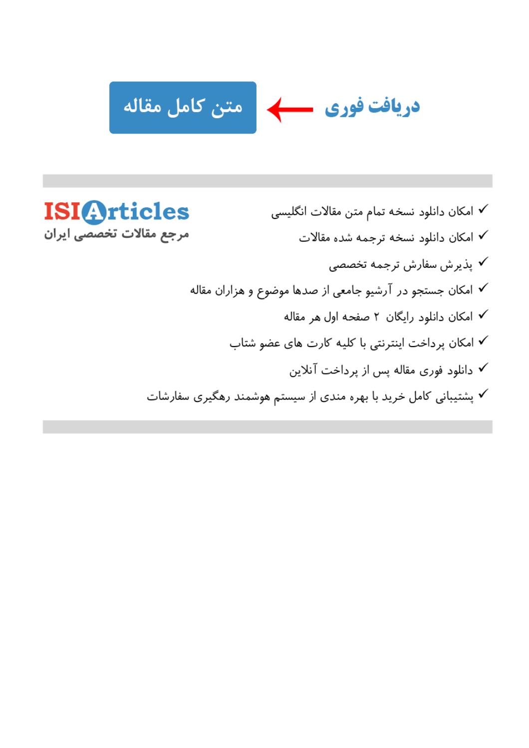دریافت فوری ← متن کامل مقاله

ISIArticles
مرجع مقالات تخصصی ایران

- ✓ امکان دانلود نسخه تمام متن مقالات انگلیسی
- ✓ امکان دانلود نسخه ترجمه شده مقالات
- ✓ پذیرش سفارش ترجمه تخصصی
- ✓ امکان جستجو در آرشیو جامعی از صدها موضوع و هزاران مقاله
- ✓ امکان دانلود رایگان ۲ صفحه اول هر مقاله
- ✓ امکان پرداخت اینترنتی با کلیه کارت های عضو شتاب
- ✓ دانلود فوری مقاله پس از پرداخت آنلاین
- ✓ پشتیبانی کامل خرید با بهره مندی از سیستم هوشمند رهگیری سفارشات